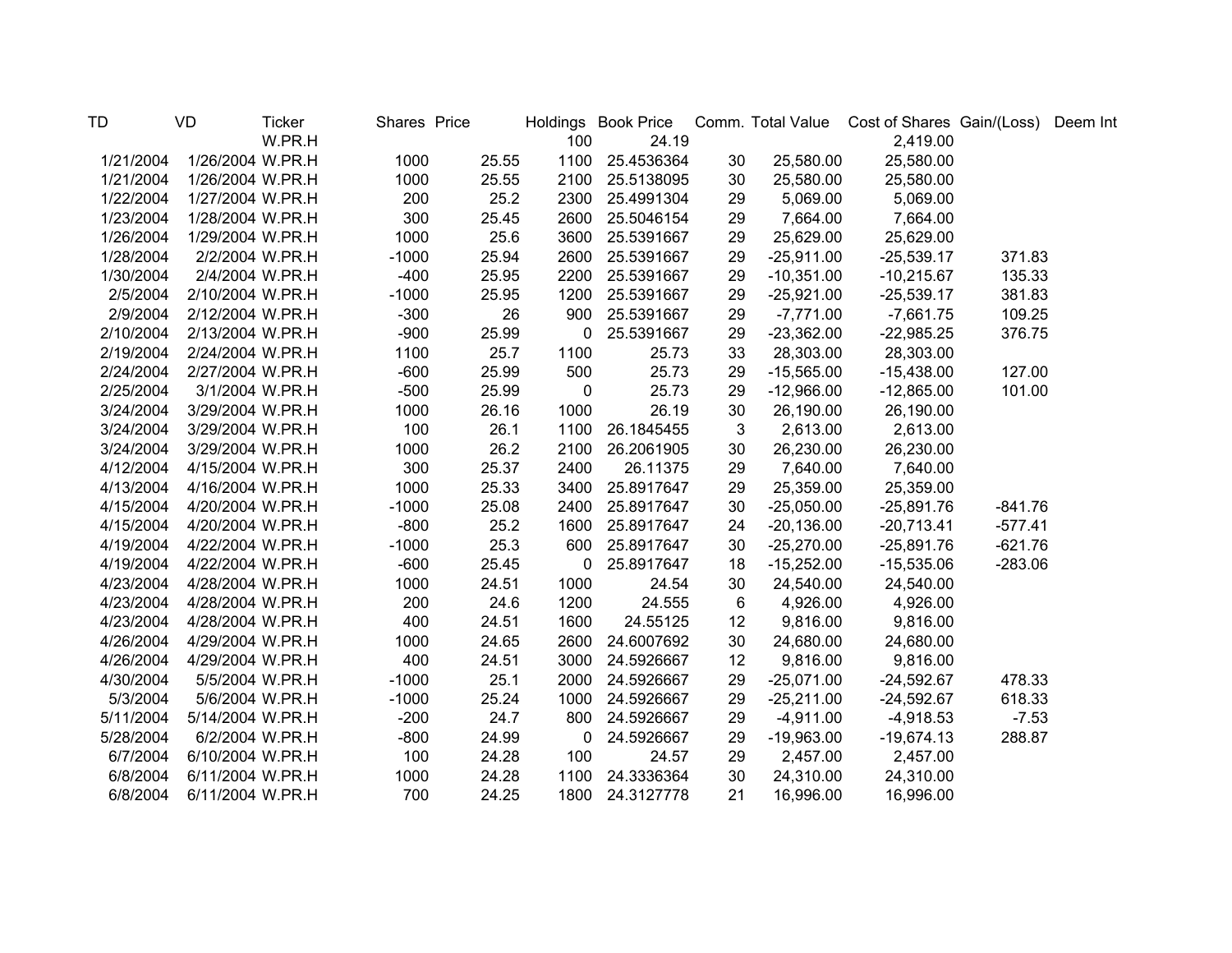| TD | VD | Ticker | Shares | Price | Holdings | Book Price | Comm. | Total Value | Cost of Shares | Gain/(Loss) | Deem Int |
|---|---|---|---|---|---|---|---|---|---|---|---|
| | | W.PR.H | | | 100 | 24.19 | | | 2,419.00 | | |
| 1/21/2004 | 1/26/2004 | W.PR.H | 1000 | 25.55 | 1100 | 25.4536364 | 30 | 25,580.00 | 25,580.00 | | |
| 1/21/2004 | 1/26/2004 | W.PR.H | 1000 | 25.55 | 2100 | 25.5138095 | 30 | 25,580.00 | 25,580.00 | | |
| 1/22/2004 | 1/27/2004 | W.PR.H | 200 | 25.2 | 2300 | 25.4991304 | 29 | 5,069.00 | 5,069.00 | | |
| 1/23/2004 | 1/28/2004 | W.PR.H | 300 | 25.45 | 2600 | 25.5046154 | 29 | 7,664.00 | 7,664.00 | | |
| 1/26/2004 | 1/29/2004 | W.PR.H | 1000 | 25.6 | 3600 | 25.5391667 | 29 | 25,629.00 | 25,629.00 | | |
| 1/28/2004 | 2/2/2004 | W.PR.H | -1000 | 25.94 | 2600 | 25.5391667 | 29 | -25,911.00 | -25,539.17 | 371.83 | |
| 1/30/2004 | 2/4/2004 | W.PR.H | -400 | 25.95 | 2200 | 25.5391667 | 29 | -10,351.00 | -10,215.67 | 135.33 | |
| 2/5/2004 | 2/10/2004 | W.PR.H | -1000 | 25.95 | 1200 | 25.5391667 | 29 | -25,921.00 | -25,539.17 | 381.83 | |
| 2/9/2004 | 2/12/2004 | W.PR.H | -300 | 26 | 900 | 25.5391667 | 29 | -7,771.00 | -7,661.75 | 109.25 | |
| 2/10/2004 | 2/13/2004 | W.PR.H | -900 | 25.99 | 0 | 25.5391667 | 29 | -23,362.00 | -22,985.25 | 376.75 | |
| 2/19/2004 | 2/24/2004 | W.PR.H | 1100 | 25.7 | 1100 | 25.73 | 33 | 28,303.00 | 28,303.00 | | |
| 2/24/2004 | 2/27/2004 | W.PR.H | -600 | 25.99 | 500 | 25.73 | 29 | -15,565.00 | -15,438.00 | 127.00 | |
| 2/25/2004 | 3/1/2004 | W.PR.H | -500 | 25.99 | 0 | 25.73 | 29 | -12,966.00 | -12,865.00 | 101.00 | |
| 3/24/2004 | 3/29/2004 | W.PR.H | 1000 | 26.16 | 1000 | 26.19 | 30 | 26,190.00 | 26,190.00 | | |
| 3/24/2004 | 3/29/2004 | W.PR.H | 100 | 26.1 | 1100 | 26.1845455 | 3 | 2,613.00 | 2,613.00 | | |
| 3/24/2004 | 3/29/2004 | W.PR.H | 1000 | 26.2 | 2100 | 26.2061905 | 30 | 26,230.00 | 26,230.00 | | |
| 4/12/2004 | 4/15/2004 | W.PR.H | 300 | 25.37 | 2400 | 26.11375 | 29 | 7,640.00 | 7,640.00 | | |
| 4/13/2004 | 4/16/2004 | W.PR.H | 1000 | 25.33 | 3400 | 25.8917647 | 29 | 25,359.00 | 25,359.00 | | |
| 4/15/2004 | 4/20/2004 | W.PR.H | -1000 | 25.08 | 2400 | 25.8917647 | 30 | -25,050.00 | -25,891.76 | -841.76 | |
| 4/15/2004 | 4/20/2004 | W.PR.H | -800 | 25.2 | 1600 | 25.8917647 | 24 | -20,136.00 | -20,713.41 | -577.41 | |
| 4/19/2004 | 4/22/2004 | W.PR.H | -1000 | 25.3 | 600 | 25.8917647 | 30 | -25,270.00 | -25,891.76 | -621.76 | |
| 4/19/2004 | 4/22/2004 | W.PR.H | -600 | 25.45 | 0 | 25.8917647 | 18 | -15,252.00 | -15,535.06 | -283.06 | |
| 4/23/2004 | 4/28/2004 | W.PR.H | 1000 | 24.51 | 1000 | 24.54 | 30 | 24,540.00 | 24,540.00 | | |
| 4/23/2004 | 4/28/2004 | W.PR.H | 200 | 24.6 | 1200 | 24.555 | 6 | 4,926.00 | 4,926.00 | | |
| 4/23/2004 | 4/28/2004 | W.PR.H | 400 | 24.51 | 1600 | 24.55125 | 12 | 9,816.00 | 9,816.00 | | |
| 4/26/2004 | 4/29/2004 | W.PR.H | 1000 | 24.65 | 2600 | 24.6007692 | 30 | 24,680.00 | 24,680.00 | | |
| 4/26/2004 | 4/29/2004 | W.PR.H | 400 | 24.51 | 3000 | 24.5926667 | 12 | 9,816.00 | 9,816.00 | | |
| 4/30/2004 | 5/5/2004 | W.PR.H | -1000 | 25.1 | 2000 | 24.5926667 | 29 | -25,071.00 | -24,592.67 | 478.33 | |
| 5/3/2004 | 5/6/2004 | W.PR.H | -1000 | 25.24 | 1000 | 24.5926667 | 29 | -25,211.00 | -24,592.67 | 618.33 | |
| 5/11/2004 | 5/14/2004 | W.PR.H | -200 | 24.7 | 800 | 24.5926667 | 29 | -4,911.00 | -4,918.53 | -7.53 | |
| 5/28/2004 | 6/2/2004 | W.PR.H | -800 | 24.99 | 0 | 24.5926667 | 29 | -19,963.00 | -19,674.13 | 288.87 | |
| 6/7/2004 | 6/10/2004 | W.PR.H | 100 | 24.28 | 100 | 24.57 | 29 | 2,457.00 | 2,457.00 | | |
| 6/8/2004 | 6/11/2004 | W.PR.H | 1000 | 24.28 | 1100 | 24.3336364 | 30 | 24,310.00 | 24,310.00 | | |
| 6/8/2004 | 6/11/2004 | W.PR.H | 700 | 24.25 | 1800 | 24.3127778 | 21 | 16,996.00 | 16,996.00 | | |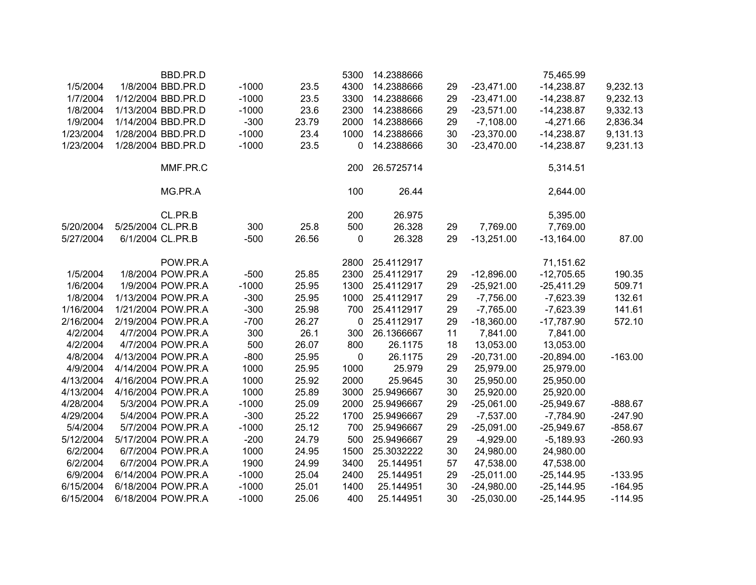| | | | | | | | | | | |
|---|---|---|---|---|---|---|---|---|---|---|
| | | BBD.PR.D | | | 5300 | 14.2388666 | | | 75,465.99 | |
| 1/5/2004 | 1/8/2004 | BBD.PR.D | -1000 | 23.5 | 4300 | 14.2388666 | 29 | -23,471.00 | -14,238.87 | 9,232.13 |
| 1/7/2004 | 1/12/2004 | BBD.PR.D | -1000 | 23.5 | 3300 | 14.2388666 | 29 | -23,471.00 | -14,238.87 | 9,232.13 |
| 1/8/2004 | 1/13/2004 | BBD.PR.D | -1000 | 23.6 | 2300 | 14.2388666 | 29 | -23,571.00 | -14,238.87 | 9,332.13 |
| 1/9/2004 | 1/14/2004 | BBD.PR.D | -300 | 23.79 | 2000 | 14.2388666 | 29 | -7,108.00 | -4,271.66 | 2,836.34 |
| 1/23/2004 | 1/28/2004 | BBD.PR.D | -1000 | 23.4 | 1000 | 14.2388666 | 30 | -23,370.00 | -14,238.87 | 9,131.13 |
| 1/23/2004 | 1/28/2004 | BBD.PR.D | -1000 | 23.5 | 0 | 14.2388666 | 30 | -23,470.00 | -14,238.87 | 9,231.13 |
| | | | | | | | | | | |
| | | MMF.PR.C | | | 200 | 26.5725714 | | | 5,314.51 | |
| | | | | | | | | | | |
| | | MG.PR.A | | | 100 | 26.44 | | | 2,644.00 | |
| | | | | | | | | | | |
| | | CL.PR.B | | | 200 | 26.975 | | | 5,395.00 | |
| 5/20/2004 | 5/25/2004 | CL.PR.B | 300 | 25.8 | 500 | 26.328 | 29 | 7,769.00 | 7,769.00 | |
| 5/27/2004 | 6/1/2004 | CL.PR.B | -500 | 26.56 | 0 | 26.328 | 29 | -13,251.00 | -13,164.00 | 87.00 |
| | | | | | | | | | | |
| | | POW.PR.A | | | 2800 | 25.4112917 | | | 71,151.62 | |
| 1/5/2004 | 1/8/2004 | POW.PR.A | -500 | 25.85 | 2300 | 25.4112917 | 29 | -12,896.00 | -12,705.65 | 190.35 |
| 1/6/2004 | 1/9/2004 | POW.PR.A | -1000 | 25.95 | 1300 | 25.4112917 | 29 | -25,921.00 | -25,411.29 | 509.71 |
| 1/8/2004 | 1/13/2004 | POW.PR.A | -300 | 25.95 | 1000 | 25.4112917 | 29 | -7,756.00 | -7,623.39 | 132.61 |
| 1/16/2004 | 1/21/2004 | POW.PR.A | -300 | 25.98 | 700 | 25.4112917 | 29 | -7,765.00 | -7,623.39 | 141.61 |
| 2/16/2004 | 2/19/2004 | POW.PR.A | -700 | 26.27 | 0 | 25.4112917 | 29 | -18,360.00 | -17,787.90 | 572.10 |
| 4/2/2004 | 4/7/2004 | POW.PR.A | 300 | 26.1 | 300 | 26.1366667 | 11 | 7,841.00 | 7,841.00 | |
| 4/2/2004 | 4/7/2004 | POW.PR.A | 500 | 26.07 | 800 | 26.1175 | 18 | 13,053.00 | 13,053.00 | |
| 4/8/2004 | 4/13/2004 | POW.PR.A | -800 | 25.95 | 0 | 26.1175 | 29 | -20,731.00 | -20,894.00 | -163.00 |
| 4/9/2004 | 4/14/2004 | POW.PR.A | 1000 | 25.95 | 1000 | 25.979 | 29 | 25,979.00 | 25,979.00 | |
| 4/13/2004 | 4/16/2004 | POW.PR.A | 1000 | 25.92 | 2000 | 25.9645 | 30 | 25,950.00 | 25,950.00 | |
| 4/13/2004 | 4/16/2004 | POW.PR.A | 1000 | 25.89 | 3000 | 25.9496667 | 30 | 25,920.00 | 25,920.00 | |
| 4/28/2004 | 5/3/2004 | POW.PR.A | -1000 | 25.09 | 2000 | 25.9496667 | 29 | -25,061.00 | -25,949.67 | -888.67 |
| 4/29/2004 | 5/4/2004 | POW.PR.A | -300 | 25.22 | 1700 | 25.9496667 | 29 | -7,537.00 | -7,784.90 | -247.90 |
| 5/4/2004 | 5/7/2004 | POW.PR.A | -1000 | 25.12 | 700 | 25.9496667 | 29 | -25,091.00 | -25,949.67 | -858.67 |
| 5/12/2004 | 5/17/2004 | POW.PR.A | -200 | 24.79 | 500 | 25.9496667 | 29 | -4,929.00 | -5,189.93 | -260.93 |
| 6/2/2004 | 6/7/2004 | POW.PR.A | 1000 | 24.95 | 1500 | 25.3032222 | 30 | 24,980.00 | 24,980.00 | |
| 6/2/2004 | 6/7/2004 | POW.PR.A | 1900 | 24.99 | 3400 | 25.144951 | 57 | 47,538.00 | 47,538.00 | |
| 6/9/2004 | 6/14/2004 | POW.PR.A | -1000 | 25.04 | 2400 | 25.144951 | 29 | -25,011.00 | -25,144.95 | -133.95 |
| 6/15/2004 | 6/18/2004 | POW.PR.A | -1000 | 25.01 | 1400 | 25.144951 | 30 | -24,980.00 | -25,144.95 | -164.95 |
| 6/15/2004 | 6/18/2004 | POW.PR.A | -1000 | 25.06 | 400 | 25.144951 | 30 | -25,030.00 | -25,144.95 | -114.95 |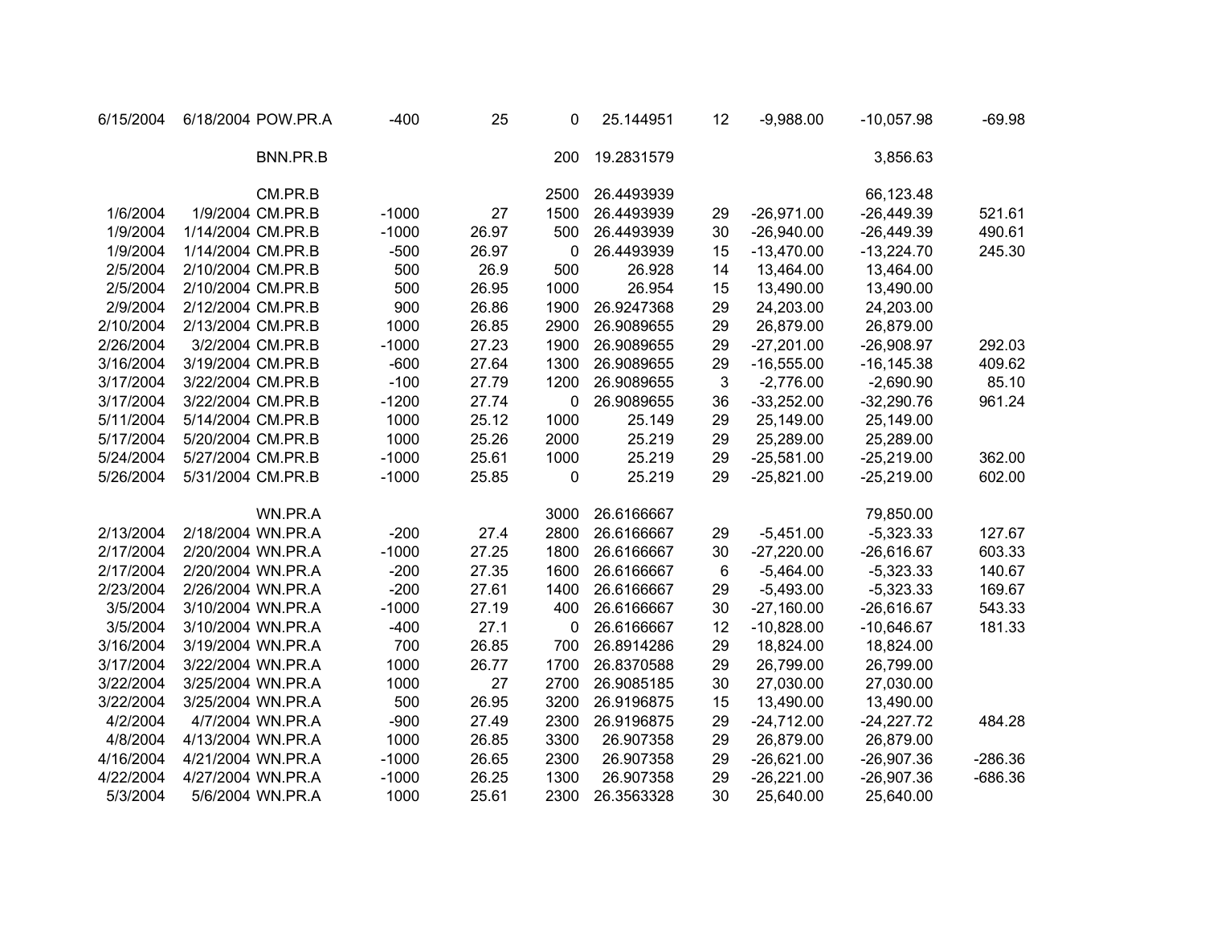| | | | | | | | | | | |
|---|---|---|---|---|---|---|---|---|---|---|
| 6/15/2004 | 6/18/2004 | POW.PR.A | -400 | 25 | 0 | 25.144951 | 12 | -9,988.00 | -10,057.98 | -69.98 |
| | | | | | | | | | | |
| | | BNN.PR.B | | | 200 | 19.2831579 | | | 3,856.63 | |
| | | | | | | | | | | |
| | | CM.PR.B | | | 2500 | 26.4493939 | | | 66,123.48 | |
| 1/6/2004 | 1/9/2004 | CM.PR.B | -1000 | 27 | 1500 | 26.4493939 | 29 | -26,971.00 | -26,449.39 | 521.61 |
| 1/9/2004 | 1/14/2004 | CM.PR.B | -1000 | 26.97 | 500 | 26.4493939 | 30 | -26,940.00 | -26,449.39 | 490.61 |
| 1/9/2004 | 1/14/2004 | CM.PR.B | -500 | 26.97 | 0 | 26.4493939 | 15 | -13,470.00 | -13,224.70 | 245.30 |
| 2/5/2004 | 2/10/2004 | CM.PR.B | 500 | 26.9 | 500 | 26.928 | 14 | 13,464.00 | 13,464.00 | |
| 2/5/2004 | 2/10/2004 | CM.PR.B | 500 | 26.95 | 1000 | 26.954 | 15 | 13,490.00 | 13,490.00 | |
| 2/9/2004 | 2/12/2004 | CM.PR.B | 900 | 26.86 | 1900 | 26.9247368 | 29 | 24,203.00 | 24,203.00 | |
| 2/10/2004 | 2/13/2004 | CM.PR.B | 1000 | 26.85 | 2900 | 26.9089655 | 29 | 26,879.00 | 26,879.00 | |
| 2/26/2004 | 3/2/2004 | CM.PR.B | -1000 | 27.23 | 1900 | 26.9089655 | 29 | -27,201.00 | -26,908.97 | 292.03 |
| 3/16/2004 | 3/19/2004 | CM.PR.B | -600 | 27.64 | 1300 | 26.9089655 | 29 | -16,555.00 | -16,145.38 | 409.62 |
| 3/17/2004 | 3/22/2004 | CM.PR.B | -100 | 27.79 | 1200 | 26.9089655 | 3 | -2,776.00 | -2,690.90 | 85.10 |
| 3/17/2004 | 3/22/2004 | CM.PR.B | -1200 | 27.74 | 0 | 26.9089655 | 36 | -33,252.00 | -32,290.76 | 961.24 |
| 5/11/2004 | 5/14/2004 | CM.PR.B | 1000 | 25.12 | 1000 | 25.149 | 29 | 25,149.00 | 25,149.00 | |
| 5/17/2004 | 5/20/2004 | CM.PR.B | 1000 | 25.26 | 2000 | 25.219 | 29 | 25,289.00 | 25,289.00 | |
| 5/24/2004 | 5/27/2004 | CM.PR.B | -1000 | 25.61 | 1000 | 25.219 | 29 | -25,581.00 | -25,219.00 | 362.00 |
| 5/26/2004 | 5/31/2004 | CM.PR.B | -1000 | 25.85 | 0 | 25.219 | 29 | -25,821.00 | -25,219.00 | 602.00 |
| | | | | | | | | | | |
| | | WN.PR.A | | | 3000 | 26.6166667 | | | 79,850.00 | |
| 2/13/2004 | 2/18/2004 | WN.PR.A | -200 | 27.4 | 2800 | 26.6166667 | 29 | -5,451.00 | -5,323.33 | 127.67 |
| 2/17/2004 | 2/20/2004 | WN.PR.A | -1000 | 27.25 | 1800 | 26.6166667 | 30 | -27,220.00 | -26,616.67 | 603.33 |
| 2/17/2004 | 2/20/2004 | WN.PR.A | -200 | 27.35 | 1600 | 26.6166667 | 6 | -5,464.00 | -5,323.33 | 140.67 |
| 2/23/2004 | 2/26/2004 | WN.PR.A | -200 | 27.61 | 1400 | 26.6166667 | 29 | -5,493.00 | -5,323.33 | 169.67 |
| 3/5/2004 | 3/10/2004 | WN.PR.A | -1000 | 27.19 | 400 | 26.6166667 | 30 | -27,160.00 | -26,616.67 | 543.33 |
| 3/5/2004 | 3/10/2004 | WN.PR.A | -400 | 27.1 | 0 | 26.6166667 | 12 | -10,828.00 | -10,646.67 | 181.33 |
| 3/16/2004 | 3/19/2004 | WN.PR.A | 700 | 26.85 | 700 | 26.8914286 | 29 | 18,824.00 | 18,824.00 | |
| 3/17/2004 | 3/22/2004 | WN.PR.A | 1000 | 26.77 | 1700 | 26.8370588 | 29 | 26,799.00 | 26,799.00 | |
| 3/22/2004 | 3/25/2004 | WN.PR.A | 1000 | 27 | 2700 | 26.9085185 | 30 | 27,030.00 | 27,030.00 | |
| 3/22/2004 | 3/25/2004 | WN.PR.A | 500 | 26.95 | 3200 | 26.9196875 | 15 | 13,490.00 | 13,490.00 | |
| 4/2/2004 | 4/7/2004 | WN.PR.A | -900 | 27.49 | 2300 | 26.9196875 | 29 | -24,712.00 | -24,227.72 | 484.28 |
| 4/8/2004 | 4/13/2004 | WN.PR.A | 1000 | 26.85 | 3300 | 26.907358 | 29 | 26,879.00 | 26,879.00 | |
| 4/16/2004 | 4/21/2004 | WN.PR.A | -1000 | 26.65 | 2300 | 26.907358 | 29 | -26,621.00 | -26,907.36 | -286.36 |
| 4/22/2004 | 4/27/2004 | WN.PR.A | -1000 | 26.25 | 1300 | 26.907358 | 29 | -26,221.00 | -26,907.36 | -686.36 |
| 5/3/2004 | 5/6/2004 | WN.PR.A | 1000 | 25.61 | 2300 | 26.3563328 | 30 | 25,640.00 | 25,640.00 | |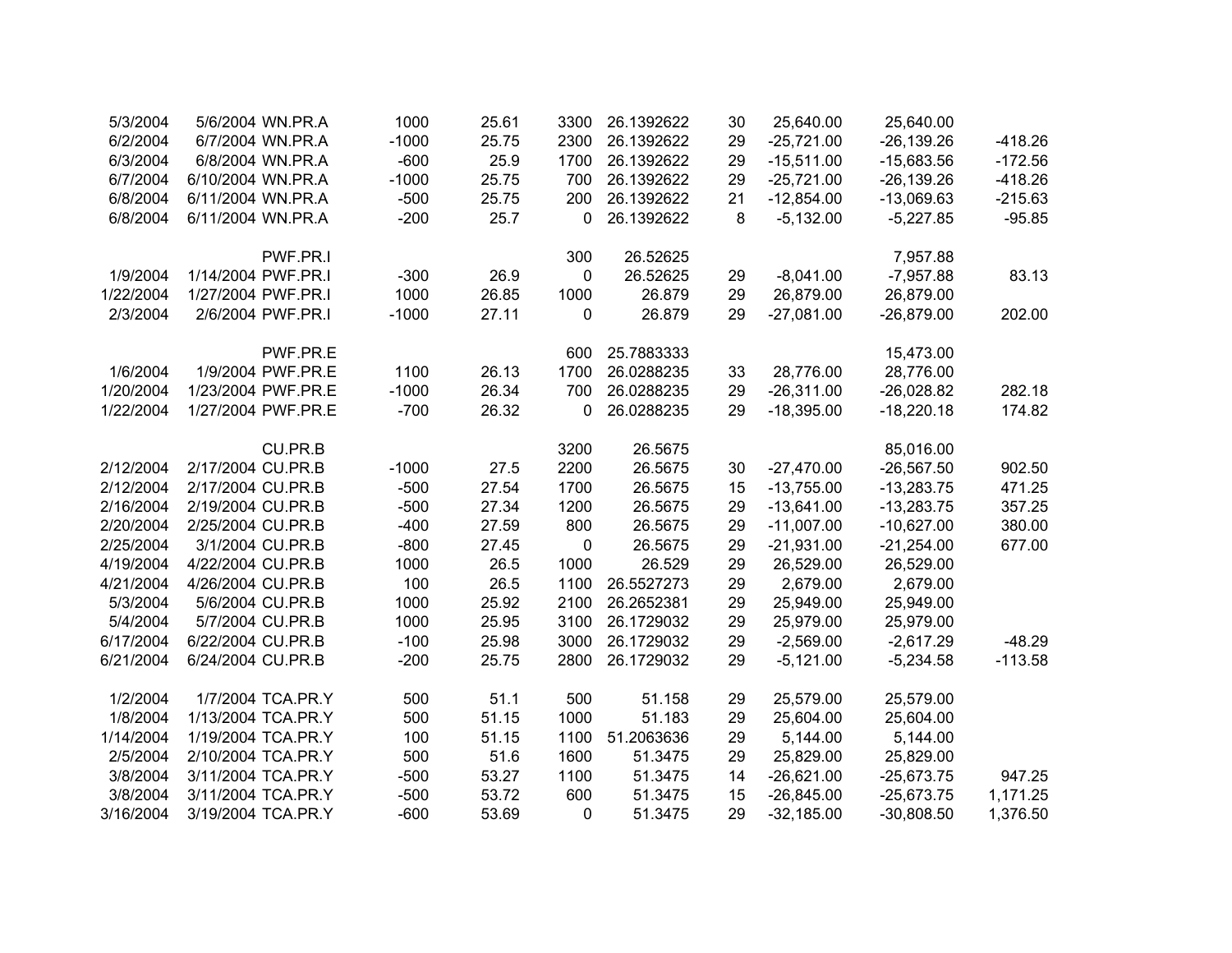| | | | | | | | | | | |
|---|---|---|---|---|---|---|---|---|---|---|
| 5/3/2004 | 5/6/2004 | WN.PR.A | 1000 | 25.61 | 3300 | 26.1392622 | 30 | 25,640.00 | 25,640.00 | |
| 6/2/2004 | 6/7/2004 | WN.PR.A | -1000 | 25.75 | 2300 | 26.1392622 | 29 | -25,721.00 | -26,139.26 | -418.26 |
| 6/3/2004 | 6/8/2004 | WN.PR.A | -600 | 25.9 | 1700 | 26.1392622 | 29 | -15,511.00 | -15,683.56 | -172.56 |
| 6/7/2004 | 6/10/2004 | WN.PR.A | -1000 | 25.75 | 700 | 26.1392622 | 29 | -25,721.00 | -26,139.26 | -418.26 |
| 6/8/2004 | 6/11/2004 | WN.PR.A | -500 | 25.75 | 200 | 26.1392622 | 21 | -12,854.00 | -13,069.63 | -215.63 |
| 6/8/2004 | 6/11/2004 | WN.PR.A | -200 | 25.7 | 0 | 26.1392622 | 8 | -5,132.00 | -5,227.85 | -95.85 |
| | | | | | | | | | | |
| | | PWF.PR.I | | | 300 | 26.52625 | | | 7,957.88 | |
| 1/9/2004 | 1/14/2004 | PWF.PR.I | -300 | 26.9 | 0 | 26.52625 | 29 | -8,041.00 | -7,957.88 | 83.13 |
| 1/22/2004 | 1/27/2004 | PWF.PR.I | 1000 | 26.85 | 1000 | 26.879 | 29 | 26,879.00 | 26,879.00 | |
| 2/3/2004 | 2/6/2004 | PWF.PR.I | -1000 | 27.11 | 0 | 26.879 | 29 | -27,081.00 | -26,879.00 | 202.00 |
| | | | | | | | | | | |
| | | PWF.PR.E | | | 600 | 25.7883333 | | | 15,473.00 | |
| 1/6/2004 | 1/9/2004 | PWF.PR.E | 1100 | 26.13 | 1700 | 26.0288235 | 33 | 28,776.00 | 28,776.00 | |
| 1/20/2004 | 1/23/2004 | PWF.PR.E | -1000 | 26.34 | 700 | 26.0288235 | 29 | -26,311.00 | -26,028.82 | 282.18 |
| 1/22/2004 | 1/27/2004 | PWF.PR.E | -700 | 26.32 | 0 | 26.0288235 | 29 | -18,395.00 | -18,220.18 | 174.82 |
| | | | | | | | | | | |
| | | CU.PR.B | | | 3200 | 26.5675 | | | 85,016.00 | |
| 2/12/2004 | 2/17/2004 | CU.PR.B | -1000 | 27.5 | 2200 | 26.5675 | 30 | -27,470.00 | -26,567.50 | 902.50 |
| 2/12/2004 | 2/17/2004 | CU.PR.B | -500 | 27.54 | 1700 | 26.5675 | 15 | -13,755.00 | -13,283.75 | 471.25 |
| 2/16/2004 | 2/19/2004 | CU.PR.B | -500 | 27.34 | 1200 | 26.5675 | 29 | -13,641.00 | -13,283.75 | 357.25 |
| 2/20/2004 | 2/25/2004 | CU.PR.B | -400 | 27.59 | 800 | 26.5675 | 29 | -11,007.00 | -10,627.00 | 380.00 |
| 2/25/2004 | 3/1/2004 | CU.PR.B | -800 | 27.45 | 0 | 26.5675 | 29 | -21,931.00 | -21,254.00 | 677.00 |
| 4/19/2004 | 4/22/2004 | CU.PR.B | 1000 | 26.5 | 1000 | 26.529 | 29 | 26,529.00 | 26,529.00 | |
| 4/21/2004 | 4/26/2004 | CU.PR.B | 100 | 26.5 | 1100 | 26.5527273 | 29 | 2,679.00 | 2,679.00 | |
| 5/3/2004 | 5/6/2004 | CU.PR.B | 1000 | 25.92 | 2100 | 26.2652381 | 29 | 25,949.00 | 25,949.00 | |
| 5/4/2004 | 5/7/2004 | CU.PR.B | 1000 | 25.95 | 3100 | 26.1729032 | 29 | 25,979.00 | 25,979.00 | |
| 6/17/2004 | 6/22/2004 | CU.PR.B | -100 | 25.98 | 3000 | 26.1729032 | 29 | -2,569.00 | -2,617.29 | -48.29 |
| 6/21/2004 | 6/24/2004 | CU.PR.B | -200 | 25.75 | 2800 | 26.1729032 | 29 | -5,121.00 | -5,234.58 | -113.58 |
| | | | | | | | | | | |
| 1/2/2004 | 1/7/2004 | TCA.PR.Y | 500 | 51.1 | 500 | 51.158 | 29 | 25,579.00 | 25,579.00 | |
| 1/8/2004 | 1/13/2004 | TCA.PR.Y | 500 | 51.15 | 1000 | 51.183 | 29 | 25,604.00 | 25,604.00 | |
| 1/14/2004 | 1/19/2004 | TCA.PR.Y | 100 | 51.15 | 1100 | 51.2063636 | 29 | 5,144.00 | 5,144.00 | |
| 2/5/2004 | 2/10/2004 | TCA.PR.Y | 500 | 51.6 | 1600 | 51.3475 | 29 | 25,829.00 | 25,829.00 | |
| 3/8/2004 | 3/11/2004 | TCA.PR.Y | -500 | 53.27 | 1100 | 51.3475 | 14 | -26,621.00 | -25,673.75 | 947.25 |
| 3/8/2004 | 3/11/2004 | TCA.PR.Y | -500 | 53.72 | 600 | 51.3475 | 15 | -26,845.00 | -25,673.75 | 1,171.25 |
| 3/16/2004 | 3/19/2004 | TCA.PR.Y | -600 | 53.69 | 0 | 51.3475 | 29 | -32,185.00 | -30,808.50 | 1,376.50 |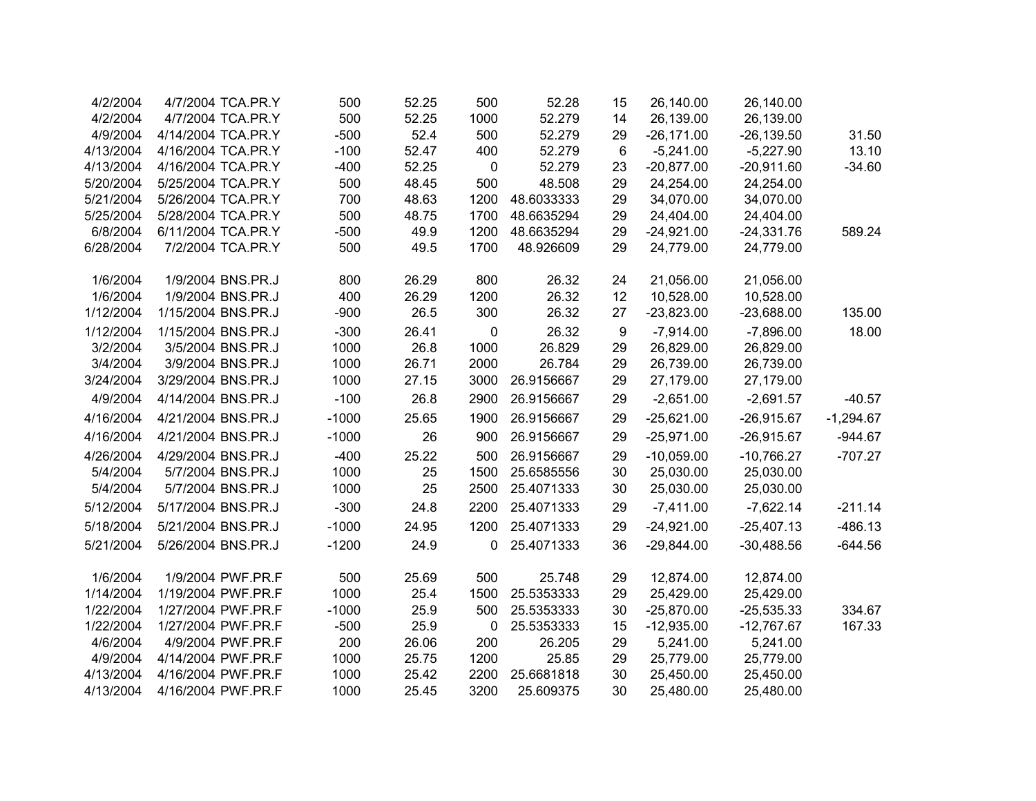| | | | | | | | | | | |
|---|---|---|---|---|---|---|---|---|---|---|
| 4/2/2004 | 4/7/2004 | TCA.PR.Y | 500 | 52.25 | 500 | 52.28 | 15 | 26,140.00 | 26,140.00 | |
| 4/2/2004 | 4/7/2004 | TCA.PR.Y | 500 | 52.25 | 1000 | 52.279 | 14 | 26,139.00 | 26,139.00 | |
| 4/9/2004 | 4/14/2004 | TCA.PR.Y | -500 | 52.4 | 500 | 52.279 | 29 | -26,171.00 | -26,139.50 | 31.50 |
| 4/13/2004 | 4/16/2004 | TCA.PR.Y | -100 | 52.47 | 400 | 52.279 | 6 | -5,241.00 | -5,227.90 | 13.10 |
| 4/13/2004 | 4/16/2004 | TCA.PR.Y | -400 | 52.25 | 0 | 52.279 | 23 | -20,877.00 | -20,911.60 | -34.60 |
| 5/20/2004 | 5/25/2004 | TCA.PR.Y | 500 | 48.45 | 500 | 48.508 | 29 | 24,254.00 | 24,254.00 | |
| 5/21/2004 | 5/26/2004 | TCA.PR.Y | 700 | 48.63 | 1200 | 48.6033333 | 29 | 34,070.00 | 34,070.00 | |
| 5/25/2004 | 5/28/2004 | TCA.PR.Y | 500 | 48.75 | 1700 | 48.6635294 | 29 | 24,404.00 | 24,404.00 | |
| 6/8/2004 | 6/11/2004 | TCA.PR.Y | -500 | 49.9 | 1200 | 48.6635294 | 29 | -24,921.00 | -24,331.76 | 589.24 |
| 6/28/2004 | 7/2/2004 | TCA.PR.Y | 500 | 49.5 | 1700 | 48.926609 | 29 | 24,779.00 | 24,779.00 | |
| | | | | | | | | | | |
| 1/6/2004 | 1/9/2004 | BNS.PR.J | 800 | 26.29 | 800 | 26.32 | 24 | 21,056.00 | 21,056.00 | |
| 1/6/2004 | 1/9/2004 | BNS.PR.J | 400 | 26.29 | 1200 | 26.32 | 12 | 10,528.00 | 10,528.00 | |
| 1/12/2004 | 1/15/2004 | BNS.PR.J | -900 | 26.5 | 300 | 26.32 | 27 | -23,823.00 | -23,688.00 | 135.00 |
| 1/12/2004 | 1/15/2004 | BNS.PR.J | -300 | 26.41 | 0 | 26.32 | 9 | -7,914.00 | -7,896.00 | 18.00 |
| 3/2/2004 | 3/5/2004 | BNS.PR.J | 1000 | 26.8 | 1000 | 26.829 | 29 | 26,829.00 | 26,829.00 | |
| 3/4/2004 | 3/9/2004 | BNS.PR.J | 1000 | 26.71 | 2000 | 26.784 | 29 | 26,739.00 | 26,739.00 | |
| 3/24/2004 | 3/29/2004 | BNS.PR.J | 1000 | 27.15 | 3000 | 26.9156667 | 29 | 27,179.00 | 27,179.00 | |
| 4/9/2004 | 4/14/2004 | BNS.PR.J | -100 | 26.8 | 2900 | 26.9156667 | 29 | -2,651.00 | -2,691.57 | -40.57 |
| 4/16/2004 | 4/21/2004 | BNS.PR.J | -1000 | 25.65 | 1900 | 26.9156667 | 29 | -25,621.00 | -26,915.67 | -1,294.67 |
| 4/16/2004 | 4/21/2004 | BNS.PR.J | -1000 | 26 | 900 | 26.9156667 | 29 | -25,971.00 | -26,915.67 | -944.67 |
| 4/26/2004 | 4/29/2004 | BNS.PR.J | -400 | 25.22 | 500 | 26.9156667 | 29 | -10,059.00 | -10,766.27 | -707.27 |
| 5/4/2004 | 5/7/2004 | BNS.PR.J | 1000 | 25 | 1500 | 25.6585556 | 30 | 25,030.00 | 25,030.00 | |
| 5/4/2004 | 5/7/2004 | BNS.PR.J | 1000 | 25 | 2500 | 25.4071333 | 30 | 25,030.00 | 25,030.00 | |
| 5/12/2004 | 5/17/2004 | BNS.PR.J | -300 | 24.8 | 2200 | 25.4071333 | 29 | -7,411.00 | -7,622.14 | -211.14 |
| 5/18/2004 | 5/21/2004 | BNS.PR.J | -1000 | 24.95 | 1200 | 25.4071333 | 29 | -24,921.00 | -25,407.13 | -486.13 |
| 5/21/2004 | 5/26/2004 | BNS.PR.J | -1200 | 24.9 | 0 | 25.4071333 | 36 | -29,844.00 | -30,488.56 | -644.56 |
| | | | | | | | | | | |
| 1/6/2004 | 1/9/2004 | PWF.PR.F | 500 | 25.69 | 500 | 25.748 | 29 | 12,874.00 | 12,874.00 | |
| 1/14/2004 | 1/19/2004 | PWF.PR.F | 1000 | 25.4 | 1500 | 25.5353333 | 29 | 25,429.00 | 25,429.00 | |
| 1/22/2004 | 1/27/2004 | PWF.PR.F | -1000 | 25.9 | 500 | 25.5353333 | 30 | -25,870.00 | -25,535.33 | 334.67 |
| 1/22/2004 | 1/27/2004 | PWF.PR.F | -500 | 25.9 | 0 | 25.5353333 | 15 | -12,935.00 | -12,767.67 | 167.33 |
| 4/6/2004 | 4/9/2004 | PWF.PR.F | 200 | 26.06 | 200 | 26.205 | 29 | 5,241.00 | 5,241.00 | |
| 4/9/2004 | 4/14/2004 | PWF.PR.F | 1000 | 25.75 | 1200 | 25.85 | 29 | 25,779.00 | 25,779.00 | |
| 4/13/2004 | 4/16/2004 | PWF.PR.F | 1000 | 25.42 | 2200 | 25.6681818 | 30 | 25,450.00 | 25,450.00 | |
| 4/13/2004 | 4/16/2004 | PWF.PR.F | 1000 | 25.45 | 3200 | 25.609375 | 30 | 25,480.00 | 25,480.00 | |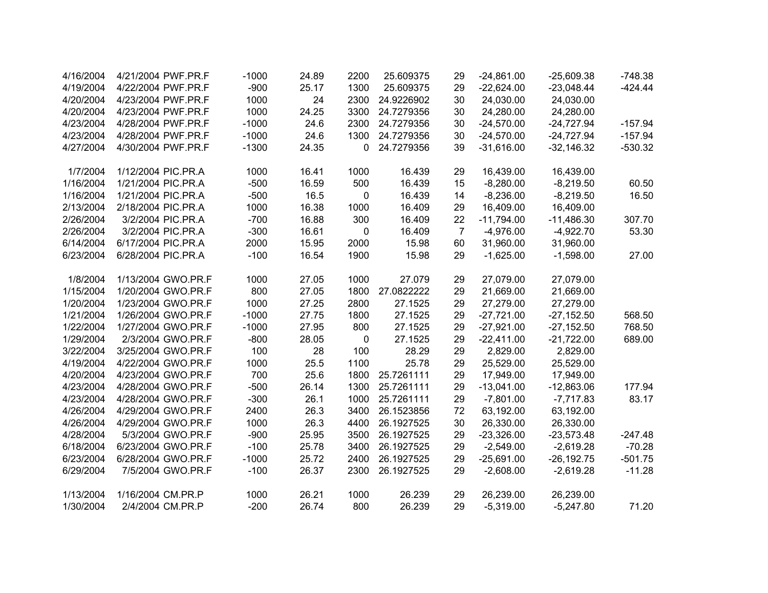| | | | | | | | | | | |
|---|---|---|---|---|---|---|---|---|---|---|
| 4/16/2004 | 4/21/2004 | PWF.PR.F | -1000 | 24.89 | 2200 | 25.609375 | 29 | -24,861.00 | -25,609.38 | -748.38 |
| 4/19/2004 | 4/22/2004 | PWF.PR.F | -900 | 25.17 | 1300 | 25.609375 | 29 | -22,624.00 | -23,048.44 | -424.44 |
| 4/20/2004 | 4/23/2004 | PWF.PR.F | 1000 | 24 | 2300 | 24.9226902 | 30 | 24,030.00 | 24,030.00 | |
| 4/20/2004 | 4/23/2004 | PWF.PR.F | 1000 | 24.25 | 3300 | 24.7279356 | 30 | 24,280.00 | 24,280.00 | |
| 4/23/2004 | 4/28/2004 | PWF.PR.F | -1000 | 24.6 | 2300 | 24.7279356 | 30 | -24,570.00 | -24,727.94 | -157.94 |
| 4/23/2004 | 4/28/2004 | PWF.PR.F | -1000 | 24.6 | 1300 | 24.7279356 | 30 | -24,570.00 | -24,727.94 | -157.94 |
| 4/27/2004 | 4/30/2004 | PWF.PR.F | -1300 | 24.35 | 0 | 24.7279356 | 39 | -31,616.00 | -32,146.32 | -530.32 |
| | | | | | | | | | | |
| 1/7/2004 | 1/12/2004 | PIC.PR.A | 1000 | 16.41 | 1000 | 16.439 | 29 | 16,439.00 | 16,439.00 | |
| 1/16/2004 | 1/21/2004 | PIC.PR.A | -500 | 16.59 | 500 | 16.439 | 15 | -8,280.00 | -8,219.50 | 60.50 |
| 1/16/2004 | 1/21/2004 | PIC.PR.A | -500 | 16.5 | 0 | 16.439 | 14 | -8,236.00 | -8,219.50 | 16.50 |
| 2/13/2004 | 2/18/2004 | PIC.PR.A | 1000 | 16.38 | 1000 | 16.409 | 29 | 16,409.00 | 16,409.00 | |
| 2/26/2004 | 3/2/2004 | PIC.PR.A | -700 | 16.88 | 300 | 16.409 | 22 | -11,794.00 | -11,486.30 | 307.70 |
| 2/26/2004 | 3/2/2004 | PIC.PR.A | -300 | 16.61 | 0 | 16.409 | 7 | -4,976.00 | -4,922.70 | 53.30 |
| 6/14/2004 | 6/17/2004 | PIC.PR.A | 2000 | 15.95 | 2000 | 15.98 | 60 | 31,960.00 | 31,960.00 | |
| 6/23/2004 | 6/28/2004 | PIC.PR.A | -100 | 16.54 | 1900 | 15.98 | 29 | -1,625.00 | -1,598.00 | 27.00 |
| | | | | | | | | | | |
| 1/8/2004 | 1/13/2004 | GWO.PR.F | 1000 | 27.05 | 1000 | 27.079 | 29 | 27,079.00 | 27,079.00 | |
| 1/15/2004 | 1/20/2004 | GWO.PR.F | 800 | 27.05 | 1800 | 27.0822222 | 29 | 21,669.00 | 21,669.00 | |
| 1/20/2004 | 1/23/2004 | GWO.PR.F | 1000 | 27.25 | 2800 | 27.1525 | 29 | 27,279.00 | 27,279.00 | |
| 1/21/2004 | 1/26/2004 | GWO.PR.F | -1000 | 27.75 | 1800 | 27.1525 | 29 | -27,721.00 | -27,152.50 | 568.50 |
| 1/22/2004 | 1/27/2004 | GWO.PR.F | -1000 | 27.95 | 800 | 27.1525 | 29 | -27,921.00 | -27,152.50 | 768.50 |
| 1/29/2004 | 2/3/2004 | GWO.PR.F | -800 | 28.05 | 0 | 27.1525 | 29 | -22,411.00 | -21,722.00 | 689.00 |
| 3/22/2004 | 3/25/2004 | GWO.PR.F | 100 | 28 | 100 | 28.29 | 29 | 2,829.00 | 2,829.00 | |
| 4/19/2004 | 4/22/2004 | GWO.PR.F | 1000 | 25.5 | 1100 | 25.78 | 29 | 25,529.00 | 25,529.00 | |
| 4/20/2004 | 4/23/2004 | GWO.PR.F | 700 | 25.6 | 1800 | 25.7261111 | 29 | 17,949.00 | 17,949.00 | |
| 4/23/2004 | 4/28/2004 | GWO.PR.F | -500 | 26.14 | 1300 | 25.7261111 | 29 | -13,041.00 | -12,863.06 | 177.94 |
| 4/23/2004 | 4/28/2004 | GWO.PR.F | -300 | 26.1 | 1000 | 25.7261111 | 29 | -7,801.00 | -7,717.83 | 83.17 |
| 4/26/2004 | 4/29/2004 | GWO.PR.F | 2400 | 26.3 | 3400 | 26.1523856 | 72 | 63,192.00 | 63,192.00 | |
| 4/26/2004 | 4/29/2004 | GWO.PR.F | 1000 | 26.3 | 4400 | 26.1927525 | 30 | 26,330.00 | 26,330.00 | |
| 4/28/2004 | 5/3/2004 | GWO.PR.F | -900 | 25.95 | 3500 | 26.1927525 | 29 | -23,326.00 | -23,573.48 | -247.48 |
| 6/18/2004 | 6/23/2004 | GWO.PR.F | -100 | 25.78 | 3400 | 26.1927525 | 29 | -2,549.00 | -2,619.28 | -70.28 |
| 6/23/2004 | 6/28/2004 | GWO.PR.F | -1000 | 25.72 | 2400 | 26.1927525 | 29 | -25,691.00 | -26,192.75 | -501.75 |
| 6/29/2004 | 7/5/2004 | GWO.PR.F | -100 | 26.37 | 2300 | 26.1927525 | 29 | -2,608.00 | -2,619.28 | -11.28 |
| | | | | | | | | | | |
| 1/13/2004 | 1/16/2004 | CM.PR.P | 1000 | 26.21 | 1000 | 26.239 | 29 | 26,239.00 | 26,239.00 | |
| 1/30/2004 | 2/4/2004 | CM.PR.P | -200 | 26.74 | 800 | 26.239 | 29 | -5,319.00 | -5,247.80 | 71.20 |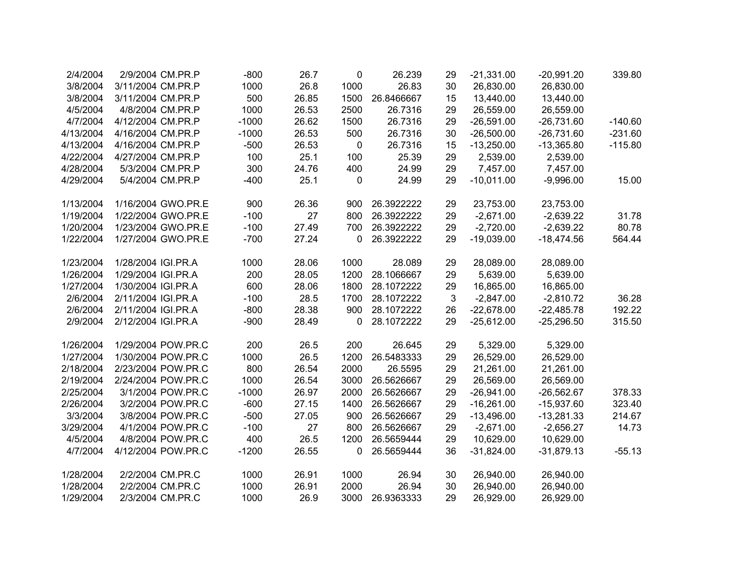| | | | | | | | | | | |
|---|---|---|---|---|---|---|---|---|---|---|
| 2/4/2004 | 2/9/2004 | CM.PR.P | -800 | 26.7 | 0 | 26.239 | 29 | -21,331.00 | -20,991.20 | 339.80 |
| 3/8/2004 | 3/11/2004 | CM.PR.P | 1000 | 26.8 | 1000 | 26.83 | 30 | 26,830.00 | 26,830.00 | |
| 3/8/2004 | 3/11/2004 | CM.PR.P | 500 | 26.85 | 1500 | 26.8466667 | 15 | 13,440.00 | 13,440.00 | |
| 4/5/2004 | 4/8/2004 | CM.PR.P | 1000 | 26.53 | 2500 | 26.7316 | 29 | 26,559.00 | 26,559.00 | |
| 4/7/2004 | 4/12/2004 | CM.PR.P | -1000 | 26.62 | 1500 | 26.7316 | 29 | -26,591.00 | -26,731.60 | -140.60 |
| 4/13/2004 | 4/16/2004 | CM.PR.P | -1000 | 26.53 | 500 | 26.7316 | 30 | -26,500.00 | -26,731.60 | -231.60 |
| 4/13/2004 | 4/16/2004 | CM.PR.P | -500 | 26.53 | 0 | 26.7316 | 15 | -13,250.00 | -13,365.80 | -115.80 |
| 4/22/2004 | 4/27/2004 | CM.PR.P | 100 | 25.1 | 100 | 25.39 | 29 | 2,539.00 | 2,539.00 | |
| 4/28/2004 | 5/3/2004 | CM.PR.P | 300 | 24.76 | 400 | 24.99 | 29 | 7,457.00 | 7,457.00 | |
| 4/29/2004 | 5/4/2004 | CM.PR.P | -400 | 25.1 | 0 | 24.99 | 29 | -10,011.00 | -9,996.00 | 15.00 |
| | | | | | | | | | | |
| 1/13/2004 | 1/16/2004 | GWO.PR.E | 900 | 26.36 | 900 | 26.3922222 | 29 | 23,753.00 | 23,753.00 | |
| 1/19/2004 | 1/22/2004 | GWO.PR.E | -100 | 27 | 800 | 26.3922222 | 29 | -2,671.00 | -2,639.22 | 31.78 |
| 1/20/2004 | 1/23/2004 | GWO.PR.E | -100 | 27.49 | 700 | 26.3922222 | 29 | -2,720.00 | -2,639.22 | 80.78 |
| 1/22/2004 | 1/27/2004 | GWO.PR.E | -700 | 27.24 | 0 | 26.3922222 | 29 | -19,039.00 | -18,474.56 | 564.44 |
| | | | | | | | | | | |
| 1/23/2004 | 1/28/2004 | IGI.PR.A | 1000 | 28.06 | 1000 | 28.089 | 29 | 28,089.00 | 28,089.00 | |
| 1/26/2004 | 1/29/2004 | IGI.PR.A | 200 | 28.05 | 1200 | 28.1066667 | 29 | 5,639.00 | 5,639.00 | |
| 1/27/2004 | 1/30/2004 | IGI.PR.A | 600 | 28.06 | 1800 | 28.1072222 | 29 | 16,865.00 | 16,865.00 | |
| 2/6/2004 | 2/11/2004 | IGI.PR.A | -100 | 28.5 | 1700 | 28.1072222 | 3 | -2,847.00 | -2,810.72 | 36.28 |
| 2/6/2004 | 2/11/2004 | IGI.PR.A | -800 | 28.38 | 900 | 28.1072222 | 26 | -22,678.00 | -22,485.78 | 192.22 |
| 2/9/2004 | 2/12/2004 | IGI.PR.A | -900 | 28.49 | 0 | 28.1072222 | 29 | -25,612.00 | -25,296.50 | 315.50 |
| | | | | | | | | | | |
| 1/26/2004 | 1/29/2004 | POW.PR.C | 200 | 26.5 | 200 | 26.645 | 29 | 5,329.00 | 5,329.00 | |
| 1/27/2004 | 1/30/2004 | POW.PR.C | 1000 | 26.5 | 1200 | 26.5483333 | 29 | 26,529.00 | 26,529.00 | |
| 2/18/2004 | 2/23/2004 | POW.PR.C | 800 | 26.54 | 2000 | 26.5595 | 29 | 21,261.00 | 21,261.00 | |
| 2/19/2004 | 2/24/2004 | POW.PR.C | 1000 | 26.54 | 3000 | 26.5626667 | 29 | 26,569.00 | 26,569.00 | |
| 2/25/2004 | 3/1/2004 | POW.PR.C | -1000 | 26.97 | 2000 | 26.5626667 | 29 | -26,941.00 | -26,562.67 | 378.33 |
| 2/26/2004 | 3/2/2004 | POW.PR.C | -600 | 27.15 | 1400 | 26.5626667 | 29 | -16,261.00 | -15,937.60 | 323.40 |
| 3/3/2004 | 3/8/2004 | POW.PR.C | -500 | 27.05 | 900 | 26.5626667 | 29 | -13,496.00 | -13,281.33 | 214.67 |
| 3/29/2004 | 4/1/2004 | POW.PR.C | -100 | 27 | 800 | 26.5626667 | 29 | -2,671.00 | -2,656.27 | 14.73 |
| 4/5/2004 | 4/8/2004 | POW.PR.C | 400 | 26.5 | 1200 | 26.5659444 | 29 | 10,629.00 | 10,629.00 | |
| 4/7/2004 | 4/12/2004 | POW.PR.C | -1200 | 26.55 | 0 | 26.5659444 | 36 | -31,824.00 | -31,879.13 | -55.13 |
| | | | | | | | | | | |
| 1/28/2004 | 2/2/2004 | CM.PR.C | 1000 | 26.91 | 1000 | 26.94 | 30 | 26,940.00 | 26,940.00 | |
| 1/28/2004 | 2/2/2004 | CM.PR.C | 1000 | 26.91 | 2000 | 26.94 | 30 | 26,940.00 | 26,940.00 | |
| 1/29/2004 | 2/3/2004 | CM.PR.C | 1000 | 26.9 | 3000 | 26.9363333 | 29 | 26,929.00 | 26,929.00 | |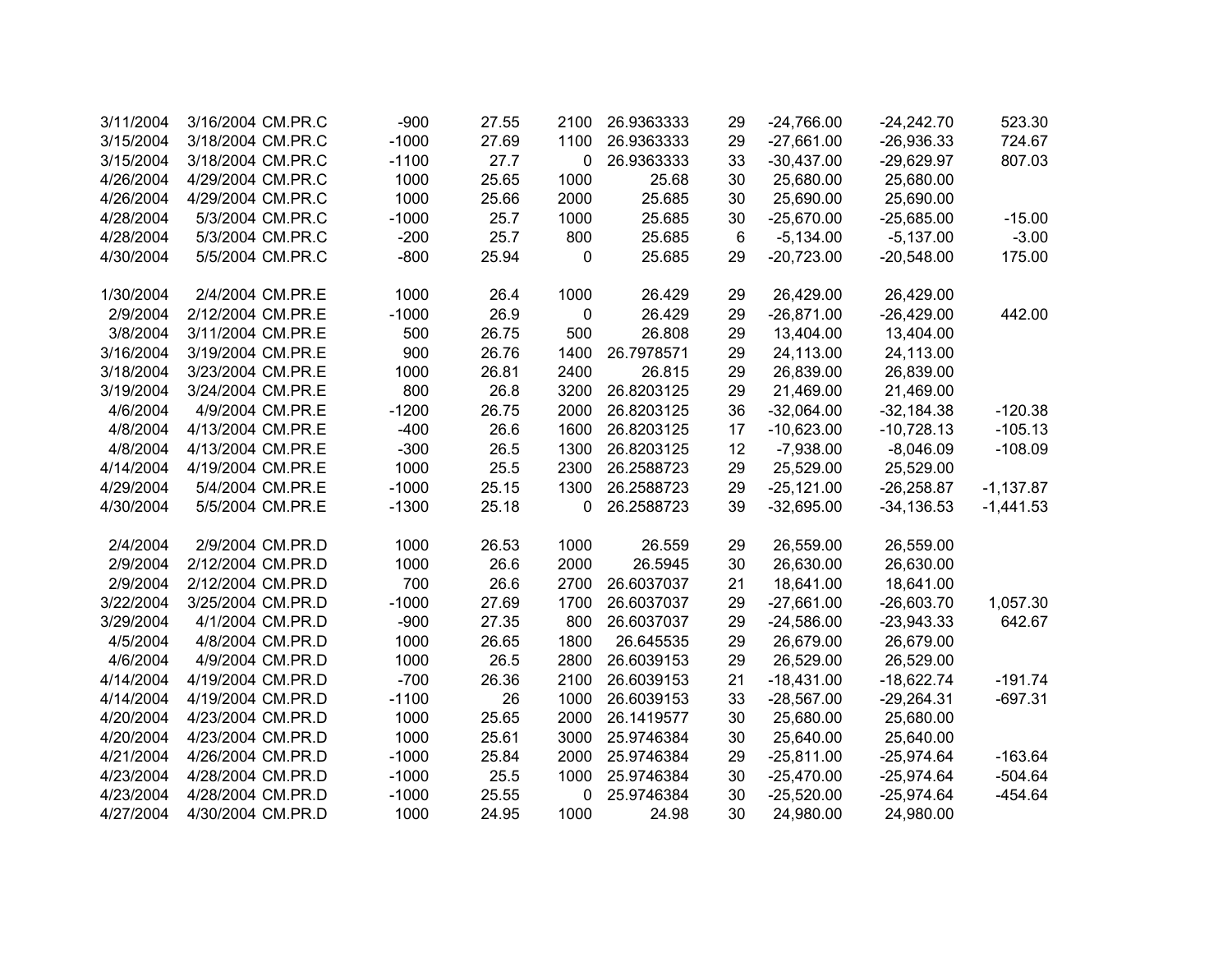| | | | | | | | | | | |
|---|---|---|---|---|---|---|---|---|---|---|
| 3/11/2004 | 3/16/2004 | CM.PR.C | -900 | 27.55 | 2100 | 26.9363333 | 29 | -24,766.00 | -24,242.70 | 523.30 |
| 3/15/2004 | 3/18/2004 | CM.PR.C | -1000 | 27.69 | 1100 | 26.9363333 | 29 | -27,661.00 | -26,936.33 | 724.67 |
| 3/15/2004 | 3/18/2004 | CM.PR.C | -1100 | 27.7 | 0 | 26.9363333 | 33 | -30,437.00 | -29,629.97 | 807.03 |
| 4/26/2004 | 4/29/2004 | CM.PR.C | 1000 | 25.65 | 1000 | 25.68 | 30 | 25,680.00 | 25,680.00 | |
| 4/26/2004 | 4/29/2004 | CM.PR.C | 1000 | 25.66 | 2000 | 25.685 | 30 | 25,690.00 | 25,690.00 | |
| 4/28/2004 | 5/3/2004 | CM.PR.C | -1000 | 25.7 | 1000 | 25.685 | 30 | -25,670.00 | -25,685.00 | -15.00 |
| 4/28/2004 | 5/3/2004 | CM.PR.C | -200 | 25.7 | 800 | 25.685 | 6 | -5,134.00 | -5,137.00 | -3.00 |
| 4/30/2004 | 5/5/2004 | CM.PR.C | -800 | 25.94 | 0 | 25.685 | 29 | -20,723.00 | -20,548.00 | 175.00 |
| | | | | | | | | | | |
| 1/30/2004 | 2/4/2004 | CM.PR.E | 1000 | 26.4 | 1000 | 26.429 | 29 | 26,429.00 | 26,429.00 | |
| 2/9/2004 | 2/12/2004 | CM.PR.E | -1000 | 26.9 | 0 | 26.429 | 29 | -26,871.00 | -26,429.00 | 442.00 |
| 3/8/2004 | 3/11/2004 | CM.PR.E | 500 | 26.75 | 500 | 26.808 | 29 | 13,404.00 | 13,404.00 | |
| 3/16/2004 | 3/19/2004 | CM.PR.E | 900 | 26.76 | 1400 | 26.7978571 | 29 | 24,113.00 | 24,113.00 | |
| 3/18/2004 | 3/23/2004 | CM.PR.E | 1000 | 26.81 | 2400 | 26.815 | 29 | 26,839.00 | 26,839.00 | |
| 3/19/2004 | 3/24/2004 | CM.PR.E | 800 | 26.8 | 3200 | 26.8203125 | 29 | 21,469.00 | 21,469.00 | |
| 4/6/2004 | 4/9/2004 | CM.PR.E | -1200 | 26.75 | 2000 | 26.8203125 | 36 | -32,064.00 | -32,184.38 | -120.38 |
| 4/8/2004 | 4/13/2004 | CM.PR.E | -400 | 26.6 | 1600 | 26.8203125 | 17 | -10,623.00 | -10,728.13 | -105.13 |
| 4/8/2004 | 4/13/2004 | CM.PR.E | -300 | 26.5 | 1300 | 26.8203125 | 12 | -7,938.00 | -8,046.09 | -108.09 |
| 4/14/2004 | 4/19/2004 | CM.PR.E | 1000 | 25.5 | 2300 | 26.2588723 | 29 | 25,529.00 | 25,529.00 | |
| 4/29/2004 | 5/4/2004 | CM.PR.E | -1000 | 25.15 | 1300 | 26.2588723 | 29 | -25,121.00 | -26,258.87 | -1,137.87 |
| 4/30/2004 | 5/5/2004 | CM.PR.E | -1300 | 25.18 | 0 | 26.2588723 | 39 | -32,695.00 | -34,136.53 | -1,441.53 |
| | | | | | | | | | | |
| 2/4/2004 | 2/9/2004 | CM.PR.D | 1000 | 26.53 | 1000 | 26.559 | 29 | 26,559.00 | 26,559.00 | |
| 2/9/2004 | 2/12/2004 | CM.PR.D | 1000 | 26.6 | 2000 | 26.5945 | 30 | 26,630.00 | 26,630.00 | |
| 2/9/2004 | 2/12/2004 | CM.PR.D | 700 | 26.6 | 2700 | 26.6037037 | 21 | 18,641.00 | 18,641.00 | |
| 3/22/2004 | 3/25/2004 | CM.PR.D | -1000 | 27.69 | 1700 | 26.6037037 | 29 | -27,661.00 | -26,603.70 | 1,057.30 |
| 3/29/2004 | 4/1/2004 | CM.PR.D | -900 | 27.35 | 800 | 26.6037037 | 29 | -24,586.00 | -23,943.33 | 642.67 |
| 4/5/2004 | 4/8/2004 | CM.PR.D | 1000 | 26.65 | 1800 | 26.645535 | 29 | 26,679.00 | 26,679.00 | |
| 4/6/2004 | 4/9/2004 | CM.PR.D | 1000 | 26.5 | 2800 | 26.6039153 | 29 | 26,529.00 | 26,529.00 | |
| 4/14/2004 | 4/19/2004 | CM.PR.D | -700 | 26.36 | 2100 | 26.6039153 | 21 | -18,431.00 | -18,622.74 | -191.74 |
| 4/14/2004 | 4/19/2004 | CM.PR.D | -1100 | 26 | 1000 | 26.6039153 | 33 | -28,567.00 | -29,264.31 | -697.31 |
| 4/20/2004 | 4/23/2004 | CM.PR.D | 1000 | 25.65 | 2000 | 26.1419577 | 30 | 25,680.00 | 25,680.00 | |
| 4/20/2004 | 4/23/2004 | CM.PR.D | 1000 | 25.61 | 3000 | 25.9746384 | 30 | 25,640.00 | 25,640.00 | |
| 4/21/2004 | 4/26/2004 | CM.PR.D | -1000 | 25.84 | 2000 | 25.9746384 | 29 | -25,811.00 | -25,974.64 | -163.64 |
| 4/23/2004 | 4/28/2004 | CM.PR.D | -1000 | 25.5 | 1000 | 25.9746384 | 30 | -25,470.00 | -25,974.64 | -504.64 |
| 4/23/2004 | 4/28/2004 | CM.PR.D | -1000 | 25.55 | 0 | 25.9746384 | 30 | -25,520.00 | -25,974.64 | -454.64 |
| 4/27/2004 | 4/30/2004 | CM.PR.D | 1000 | 24.95 | 1000 | 24.98 | 30 | 24,980.00 | 24,980.00 | |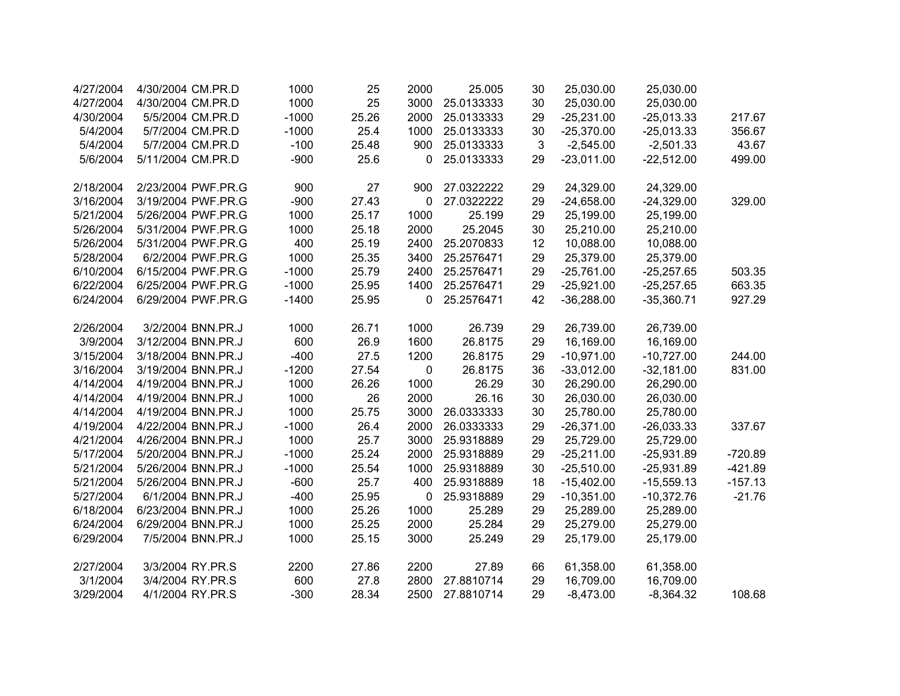| | | | | | | | | | | |
|---|---|---|---|---|---|---|---|---|---|---|
| 4/27/2004 | 4/30/2004 | CM.PR.D | 1000 | 25 | 2000 | 25.005 | 30 | 25,030.00 | 25,030.00 | |
| 4/27/2004 | 4/30/2004 | CM.PR.D | 1000 | 25 | 3000 | 25.0133333 | 30 | 25,030.00 | 25,030.00 | |
| 4/30/2004 | 5/5/2004 | CM.PR.D | -1000 | 25.26 | 2000 | 25.0133333 | 29 | -25,231.00 | -25,013.33 | 217.67 |
| 5/4/2004 | 5/7/2004 | CM.PR.D | -1000 | 25.4 | 1000 | 25.0133333 | 30 | -25,370.00 | -25,013.33 | 356.67 |
| 5/4/2004 | 5/7/2004 | CM.PR.D | -100 | 25.48 | 900 | 25.0133333 | 3 | -2,545.00 | -2,501.33 | 43.67 |
| 5/6/2004 | 5/11/2004 | CM.PR.D | -900 | 25.6 | 0 | 25.0133333 | 29 | -23,011.00 | -22,512.00 | 499.00 |
| | | | | | | | | | | |
| 2/18/2004 | 2/23/2004 | PWF.PR.G | 900 | 27 | 900 | 27.0322222 | 29 | 24,329.00 | 24,329.00 | |
| 3/16/2004 | 3/19/2004 | PWF.PR.G | -900 | 27.43 | 0 | 27.0322222 | 29 | -24,658.00 | -24,329.00 | 329.00 |
| 5/21/2004 | 5/26/2004 | PWF.PR.G | 1000 | 25.17 | 1000 | 25.199 | 29 | 25,199.00 | 25,199.00 | |
| 5/26/2004 | 5/31/2004 | PWF.PR.G | 1000 | 25.18 | 2000 | 25.2045 | 30 | 25,210.00 | 25,210.00 | |
| 5/26/2004 | 5/31/2004 | PWF.PR.G | 400 | 25.19 | 2400 | 25.2070833 | 12 | 10,088.00 | 10,088.00 | |
| 5/28/2004 | 6/2/2004 | PWF.PR.G | 1000 | 25.35 | 3400 | 25.2576471 | 29 | 25,379.00 | 25,379.00 | |
| 6/10/2004 | 6/15/2004 | PWF.PR.G | -1000 | 25.79 | 2400 | 25.2576471 | 29 | -25,761.00 | -25,257.65 | 503.35 |
| 6/22/2004 | 6/25/2004 | PWF.PR.G | -1000 | 25.95 | 1400 | 25.2576471 | 29 | -25,921.00 | -25,257.65 | 663.35 |
| 6/24/2004 | 6/29/2004 | PWF.PR.G | -1400 | 25.95 | 0 | 25.2576471 | 42 | -36,288.00 | -35,360.71 | 927.29 |
| | | | | | | | | | | |
| 2/26/2004 | 3/2/2004 | BNN.PR.J | 1000 | 26.71 | 1000 | 26.739 | 29 | 26,739.00 | 26,739.00 | |
| 3/9/2004 | 3/12/2004 | BNN.PR.J | 600 | 26.9 | 1600 | 26.8175 | 29 | 16,169.00 | 16,169.00 | |
| 3/15/2004 | 3/18/2004 | BNN.PR.J | -400 | 27.5 | 1200 | 26.8175 | 29 | -10,971.00 | -10,727.00 | 244.00 |
| 3/16/2004 | 3/19/2004 | BNN.PR.J | -1200 | 27.54 | 0 | 26.8175 | 36 | -33,012.00 | -32,181.00 | 831.00 |
| 4/14/2004 | 4/19/2004 | BNN.PR.J | 1000 | 26.26 | 1000 | 26.29 | 30 | 26,290.00 | 26,290.00 | |
| 4/14/2004 | 4/19/2004 | BNN.PR.J | 1000 | 26 | 2000 | 26.16 | 30 | 26,030.00 | 26,030.00 | |
| 4/14/2004 | 4/19/2004 | BNN.PR.J | 1000 | 25.75 | 3000 | 26.0333333 | 30 | 25,780.00 | 25,780.00 | |
| 4/19/2004 | 4/22/2004 | BNN.PR.J | -1000 | 26.4 | 2000 | 26.0333333 | 29 | -26,371.00 | -26,033.33 | 337.67 |
| 4/21/2004 | 4/26/2004 | BNN.PR.J | 1000 | 25.7 | 3000 | 25.9318889 | 29 | 25,729.00 | 25,729.00 | |
| 5/17/2004 | 5/20/2004 | BNN.PR.J | -1000 | 25.24 | 2000 | 25.9318889 | 29 | -25,211.00 | -25,931.89 | -720.89 |
| 5/21/2004 | 5/26/2004 | BNN.PR.J | -1000 | 25.54 | 1000 | 25.9318889 | 30 | -25,510.00 | -25,931.89 | -421.89 |
| 5/21/2004 | 5/26/2004 | BNN.PR.J | -600 | 25.7 | 400 | 25.9318889 | 18 | -15,402.00 | -15,559.13 | -157.13 |
| 5/27/2004 | 6/1/2004 | BNN.PR.J | -400 | 25.95 | 0 | 25.9318889 | 29 | -10,351.00 | -10,372.76 | -21.76 |
| 6/18/2004 | 6/23/2004 | BNN.PR.J | 1000 | 25.26 | 1000 | 25.289 | 29 | 25,289.00 | 25,289.00 | |
| 6/24/2004 | 6/29/2004 | BNN.PR.J | 1000 | 25.25 | 2000 | 25.284 | 29 | 25,279.00 | 25,279.00 | |
| 6/29/2004 | 7/5/2004 | BNN.PR.J | 1000 | 25.15 | 3000 | 25.249 | 29 | 25,179.00 | 25,179.00 | |
| | | | | | | | | | | |
| 2/27/2004 | 3/3/2004 | RY.PR.S | 2200 | 27.86 | 2200 | 27.89 | 66 | 61,358.00 | 61,358.00 | |
| 3/1/2004 | 3/4/2004 | RY.PR.S | 600 | 27.8 | 2800 | 27.8810714 | 29 | 16,709.00 | 16,709.00 | |
| 3/29/2004 | 4/1/2004 | RY.PR.S | -300 | 28.34 | 2500 | 27.8810714 | 29 | -8,473.00 | -8,364.32 | 108.68 |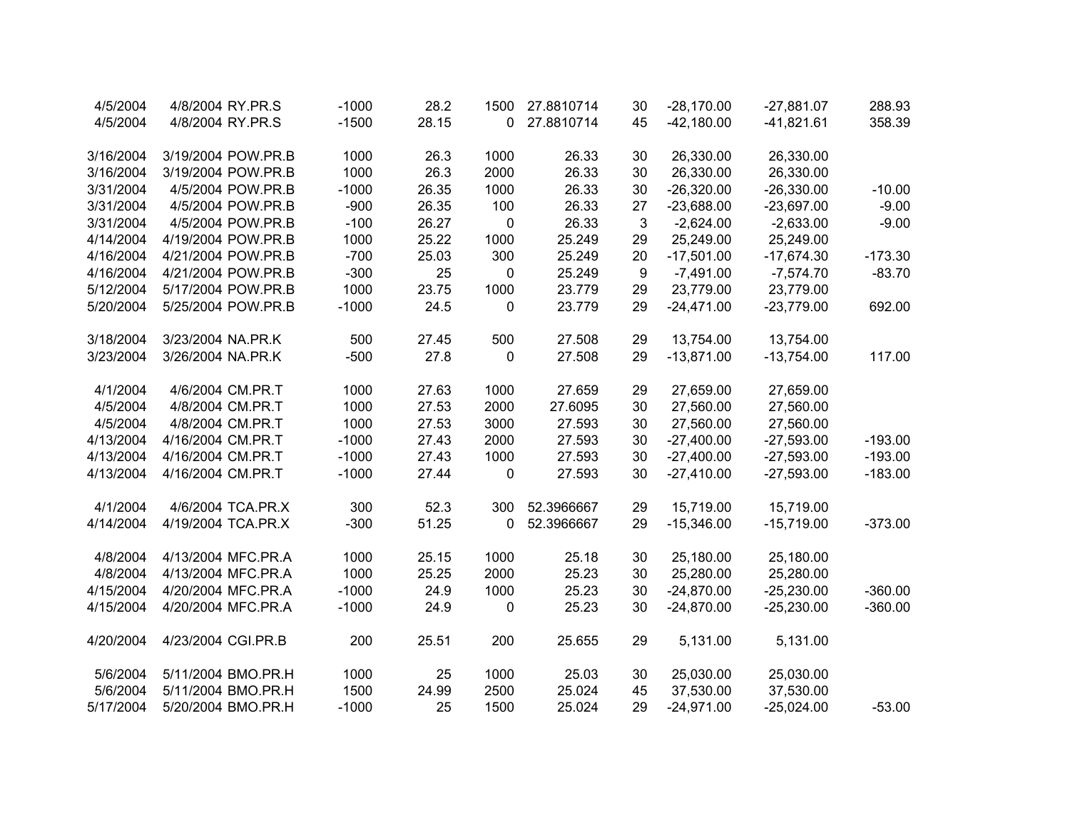| | | | | | | | | | | |
|---|---|---|---|---|---|---|---|---|---|---|
| 4/5/2004 | 4/8/2004 | RY.PR.S | -1000 | 28.2 | 1500 | 27.8810714 | 30 | -28,170.00 | -27,881.07 | 288.93 |
| 4/5/2004 | 4/8/2004 | RY.PR.S | -1500 | 28.15 | 0 | 27.8810714 | 45 | -42,180.00 | -41,821.61 | 358.39 |
| | | | | | | | | | | |
| 3/16/2004 | 3/19/2004 | POW.PR.B | 1000 | 26.3 | 1000 | 26.33 | 30 | 26,330.00 | 26,330.00 | |
| 3/16/2004 | 3/19/2004 | POW.PR.B | 1000 | 26.3 | 2000 | 26.33 | 30 | 26,330.00 | 26,330.00 | |
| 3/31/2004 | 4/5/2004 | POW.PR.B | -1000 | 26.35 | 1000 | 26.33 | 30 | -26,320.00 | -26,330.00 | -10.00 |
| 3/31/2004 | 4/5/2004 | POW.PR.B | -900 | 26.35 | 100 | 26.33 | 27 | -23,688.00 | -23,697.00 | -9.00 |
| 3/31/2004 | 4/5/2004 | POW.PR.B | -100 | 26.27 | 0 | 26.33 | 3 | -2,624.00 | -2,633.00 | -9.00 |
| 4/14/2004 | 4/19/2004 | POW.PR.B | 1000 | 25.22 | 1000 | 25.249 | 29 | 25,249.00 | 25,249.00 | |
| 4/16/2004 | 4/21/2004 | POW.PR.B | -700 | 25.03 | 300 | 25.249 | 20 | -17,501.00 | -17,674.30 | -173.30 |
| 4/16/2004 | 4/21/2004 | POW.PR.B | -300 | 25 | 0 | 25.249 | 9 | -7,491.00 | -7,574.70 | -83.70 |
| 5/12/2004 | 5/17/2004 | POW.PR.B | 1000 | 23.75 | 1000 | 23.779 | 29 | 23,779.00 | 23,779.00 | |
| 5/20/2004 | 5/25/2004 | POW.PR.B | -1000 | 24.5 | 0 | 23.779 | 29 | -24,471.00 | -23,779.00 | 692.00 |
| | | | | | | | | | | |
| 3/18/2004 | 3/23/2004 | NA.PR.K | 500 | 27.45 | 500 | 27.508 | 29 | 13,754.00 | 13,754.00 | |
| 3/23/2004 | 3/26/2004 | NA.PR.K | -500 | 27.8 | 0 | 27.508 | 29 | -13,871.00 | -13,754.00 | 117.00 |
| | | | | | | | | | | |
| 4/1/2004 | 4/6/2004 | CM.PR.T | 1000 | 27.63 | 1000 | 27.659 | 29 | 27,659.00 | 27,659.00 | |
| 4/5/2004 | 4/8/2004 | CM.PR.T | 1000 | 27.53 | 2000 | 27.6095 | 30 | 27,560.00 | 27,560.00 | |
| 4/5/2004 | 4/8/2004 | CM.PR.T | 1000 | 27.53 | 3000 | 27.593 | 30 | 27,560.00 | 27,560.00 | |
| 4/13/2004 | 4/16/2004 | CM.PR.T | -1000 | 27.43 | 2000 | 27.593 | 30 | -27,400.00 | -27,593.00 | -193.00 |
| 4/13/2004 | 4/16/2004 | CM.PR.T | -1000 | 27.43 | 1000 | 27.593 | 30 | -27,400.00 | -27,593.00 | -193.00 |
| 4/13/2004 | 4/16/2004 | CM.PR.T | -1000 | 27.44 | 0 | 27.593 | 30 | -27,410.00 | -27,593.00 | -183.00 |
| | | | | | | | | | | |
| 4/1/2004 | 4/6/2004 | TCA.PR.X | 300 | 52.3 | 300 | 52.3966667 | 29 | 15,719.00 | 15,719.00 | |
| 4/14/2004 | 4/19/2004 | TCA.PR.X | -300 | 51.25 | 0 | 52.3966667 | 29 | -15,346.00 | -15,719.00 | -373.00 |
| | | | | | | | | | | |
| 4/8/2004 | 4/13/2004 | MFC.PR.A | 1000 | 25.15 | 1000 | 25.18 | 30 | 25,180.00 | 25,180.00 | |
| 4/8/2004 | 4/13/2004 | MFC.PR.A | 1000 | 25.25 | 2000 | 25.23 | 30 | 25,280.00 | 25,280.00 | |
| 4/15/2004 | 4/20/2004 | MFC.PR.A | -1000 | 24.9 | 1000 | 25.23 | 30 | -24,870.00 | -25,230.00 | -360.00 |
| 4/15/2004 | 4/20/2004 | MFC.PR.A | -1000 | 24.9 | 0 | 25.23 | 30 | -24,870.00 | -25,230.00 | -360.00 |
| | | | | | | | | | | |
| 4/20/2004 | 4/23/2004 | CGI.PR.B | 200 | 25.51 | 200 | 25.655 | 29 | 5,131.00 | 5,131.00 | |
| | | | | | | | | | | |
| 5/6/2004 | 5/11/2004 | BMO.PR.H | 1000 | 25 | 1000 | 25.03 | 30 | 25,030.00 | 25,030.00 | |
| 5/6/2004 | 5/11/2004 | BMO.PR.H | 1500 | 24.99 | 2500 | 25.024 | 45 | 37,530.00 | 37,530.00 | |
| 5/17/2004 | 5/20/2004 | BMO.PR.H | -1000 | 25 | 1500 | 25.024 | 29 | -24,971.00 | -25,024.00 | -53.00 |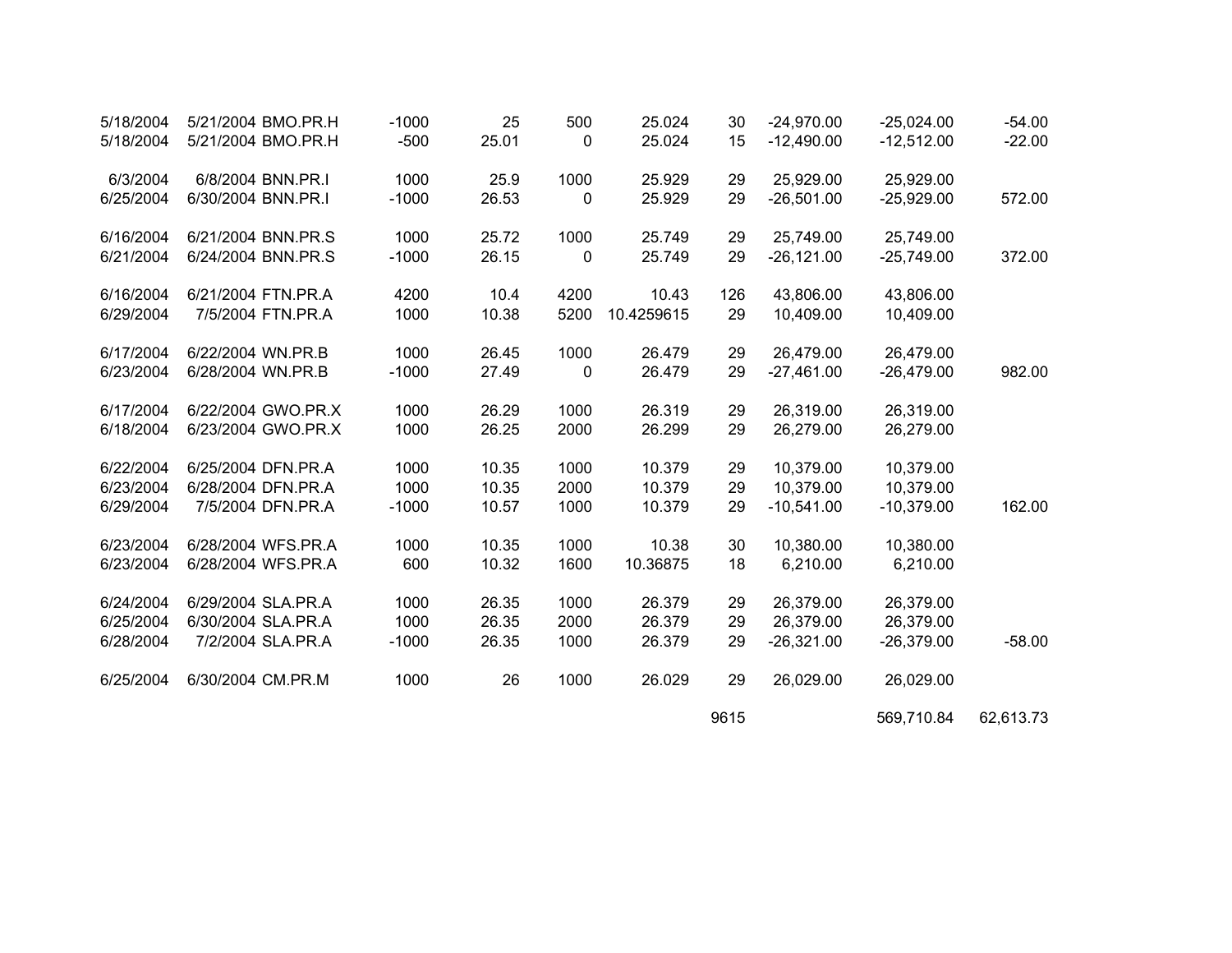| | | | | | | | | | | | |
|---|---|---|---|---|---|---|---|---|---|---|---|
| 5/18/2004 | 5/21/2004 | BMO.PR.H | -1000 | 25 | 500 | 25.024 | 30 | -24,970.00 | -25,024.00 | -54.00 |
| 5/18/2004 | 5/21/2004 | BMO.PR.H | -500 | 25.01 | 0 | 25.024 | 15 | -12,490.00 | -12,512.00 | -22.00 |
| | | | | | | | | | | |
| 6/3/2004 | 6/8/2004 | BNN.PR.I | 1000 | 25.9 | 1000 | 25.929 | 29 | 25,929.00 | 25,929.00 | |
| 6/25/2004 | 6/30/2004 | BNN.PR.I | -1000 | 26.53 | 0 | 25.929 | 29 | -26,501.00 | -25,929.00 | 572.00 |
| | | | | | | | | | | |
| 6/16/2004 | 6/21/2004 | BNN.PR.S | 1000 | 25.72 | 1000 | 25.749 | 29 | 25,749.00 | 25,749.00 | |
| 6/21/2004 | 6/24/2004 | BNN.PR.S | -1000 | 26.15 | 0 | 25.749 | 29 | -26,121.00 | -25,749.00 | 372.00 |
| | | | | | | | | | | |
| 6/16/2004 | 6/21/2004 | FTN.PR.A | 4200 | 10.4 | 4200 | 10.43 | 126 | 43,806.00 | 43,806.00 | |
| 6/29/2004 | 7/5/2004 | FTN.PR.A | 1000 | 10.38 | 5200 | 10.4259615 | 29 | 10,409.00 | 10,409.00 | |
| | | | | | | | | | | |
| 6/17/2004 | 6/22/2004 | WN.PR.B | 1000 | 26.45 | 1000 | 26.479 | 29 | 26,479.00 | 26,479.00 | |
| 6/23/2004 | 6/28/2004 | WN.PR.B | -1000 | 27.49 | 0 | 26.479 | 29 | -27,461.00 | -26,479.00 | 982.00 |
| | | | | | | | | | | |
| 6/17/2004 | 6/22/2004 | GWO.PR.X | 1000 | 26.29 | 1000 | 26.319 | 29 | 26,319.00 | 26,319.00 | |
| 6/18/2004 | 6/23/2004 | GWO.PR.X | 1000 | 26.25 | 2000 | 26.299 | 29 | 26,279.00 | 26,279.00 | |
| | | | | | | | | | | |
| 6/22/2004 | 6/25/2004 | DFN.PR.A | 1000 | 10.35 | 1000 | 10.379 | 29 | 10,379.00 | 10,379.00 | |
| 6/23/2004 | 6/28/2004 | DFN.PR.A | 1000 | 10.35 | 2000 | 10.379 | 29 | 10,379.00 | 10,379.00 | |
| 6/29/2004 | 7/5/2004 | DFN.PR.A | -1000 | 10.57 | 1000 | 10.379 | 29 | -10,541.00 | -10,379.00 | 162.00 |
| | | | | | | | | | | |
| 6/23/2004 | 6/28/2004 | WFS.PR.A | 1000 | 10.35 | 1000 | 10.38 | 30 | 10,380.00 | 10,380.00 | |
| 6/23/2004 | 6/28/2004 | WFS.PR.A | 600 | 10.32 | 1600 | 10.36875 | 18 | 6,210.00 | 6,210.00 | |
| | | | | | | | | | | |
| 6/24/2004 | 6/29/2004 | SLA.PR.A | 1000 | 26.35 | 1000 | 26.379 | 29 | 26,379.00 | 26,379.00 | |
| 6/25/2004 | 6/30/2004 | SLA.PR.A | 1000 | 26.35 | 2000 | 26.379 | 29 | 26,379.00 | 26,379.00 | |
| 6/28/2004 | 7/2/2004 | SLA.PR.A | -1000 | 26.35 | 1000 | 26.379 | 29 | -26,321.00 | -26,379.00 | -58.00 |
| | | | | | | | | | | |
| 6/25/2004 | 6/30/2004 | CM.PR.M | 1000 | 26 | 1000 | 26.029 | 29 | 26,029.00 | 26,029.00 | |
| | | | | | | | | | | |
| | | | | | | | 9615 | | 569,710.84 | 62,613.73 |